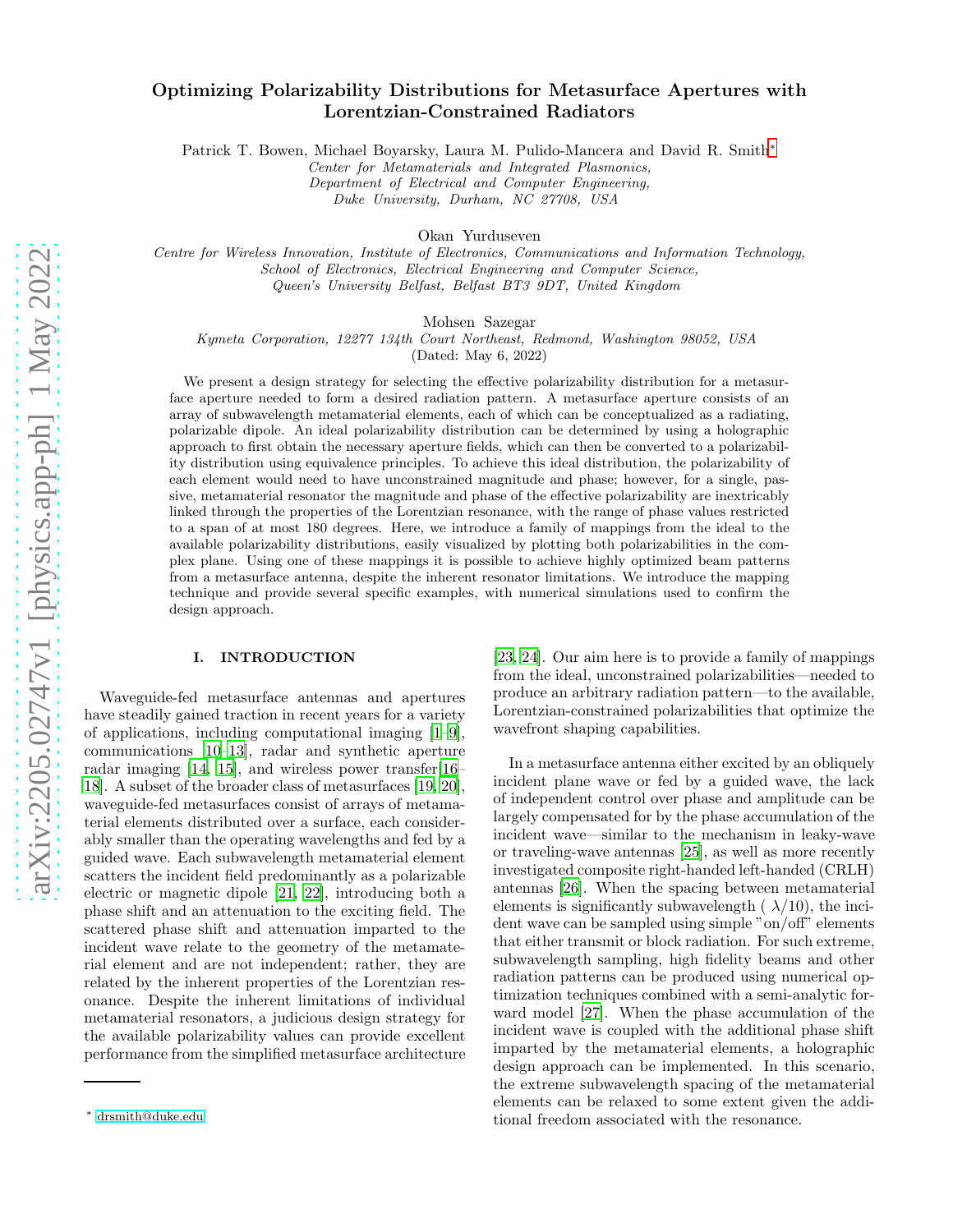# Optimizing Polarizability Distributions for Metasurface Apertures with Lorentzian-Constrained Radiators

Patrick T. Bowen, Michael Boyarsky, Laura M. Pulido-Mancera and David R. Smith[*]

*Center for Metamaterials and Integrated Plasmonics,*
*Department of Electrical and Computer Engineering,*
*Duke University, Durham, NC 27708, USA*

Okan Yurduseven

*Centre for Wireless Innovation, Institute of Electronics, Communications and Information Technology,*
*School of Electronics, Electrical Engineering and Computer Science,*
*Queen's University Belfast, Belfast BT3 9DT, United Kingdom*

Mohsen Sazegar

*Kymeta Corporation, 12277 134th Court Northeast, Redmond, Washington 98052, USA*

(Dated: May 6, 2022)

We present a design strategy for selecting the effective polarizability distribution for a metasurface aperture needed to form a desired radiation pattern. A metasurface aperture consists of an array of subwavelength metamaterial elements, each of which can be conceptualized as a radiating, polarizable dipole. An ideal polarizability distribution can be determined by using a holographic approach to first obtain the necessary aperture fields, which can then be converted to a polarizability distribution using equivalence principles. To achieve this ideal distribution, the polarizability of each element would need to have unconstrained magnitude and phase; however, for a single, passive, metamaterial resonator the magnitude and phase of the effective polarizability are inextricably linked through the properties of the Lorentzian resonance, with the range of phase values restricted to a span of at most 180 degrees. Here, we introduce a family of mappings from the ideal to the available polarizability distributions, easily visualized by plotting both polarizabilities in the complex plane. Using one of these mappings it is possible to achieve highly optimized beam patterns from a metasurface antenna, despite the inherent resonator limitations. We introduce the mapping technique and provide several specific examples, with numerical simulations used to confirm the design approach.

## I. INTRODUCTION

Waveguide-fed metasurface antennas and apertures have steadily gained traction in recent years for a variety of applications, including computational imaging [1–9], communications [10–13], radar and synthetic aperture radar imaging [14, 15], and wireless power transfer[16–18]. A subset of the broader class of metasurfaces [19, 20], waveguide-fed metasurfaces consist of arrays of metamaterial elements distributed over a surface, each considerably smaller than the operating wavelengths and fed by a guided wave. Each subwavelength metamaterial element scatters the incident field predominantly as a polarizable electric or magnetic dipole [21, 22], introducing both a phase shift and an attenuation to the exciting field. The scattered phase shift and attenuation imparted to the incident wave relate to the geometry of the metamaterial element and are not independent; rather, they are related by the inherent properties of the Lorentzian resonance. Despite the inherent limitations of individual metamaterial resonators, a judicious design strategy for the available polarizability values can provide excellent performance from the simplified metasurface architecture [23, 24]. Our aim here is to provide a family of mappings from the ideal, unconstrained polarizabilities—needed to produce an arbitrary radiation pattern—to the available, Lorentzian-constrained polarizabilities that optimize the wavefront shaping capabilities.

In a metasurface antenna either excited by an obliquely incident plane wave or fed by a guided wave, the lack of independent control over phase and amplitude can be largely compensated for by the phase accumulation of the incident wave—similar to the mechanism in leaky-wave or traveling-wave antennas [25], as well as more recently investigated composite right-handed left-handed (CRLH) antennas [26]. When the spacing between metamaterial elements is significantly subwavelength ( λ/10), the incident wave can be sampled using simple "on/off" elements that either transmit or block radiation. For such extreme, subwavelength sampling, high fidelity beams and other radiation patterns can be produced using numerical optimization techniques combined with a semi-analytic forward model [27]. When the phase accumulation of the incident wave is coupled with the additional phase shift imparted by the metamaterial elements, a holographic design approach can be implemented. In this scenario, the extreme subwavelength spacing of the metamaterial elements can be relaxed to some extent given the additional freedom associated with the resonance.

[*] drsmith@duke.edu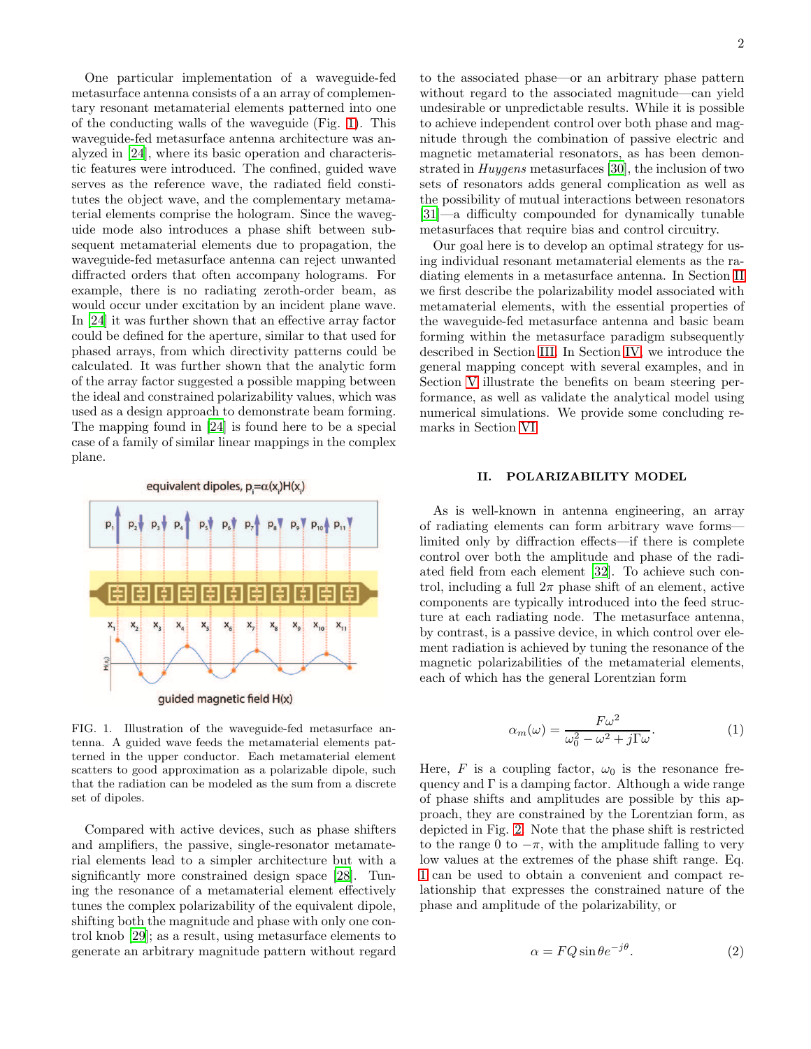One particular implementation of a waveguide-fed metasurface antenna consists of a an array of complementary resonant metamaterial elements patterned into one of the conducting walls of the waveguide (Fig. 1). This waveguide-fed metasurface antenna architecture was analyzed in [24], where its basic operation and characteristic features were introduced. The confined, guided wave serves as the reference wave, the radiated field constitutes the object wave, and the complementary metamaterial elements comprise the hologram. Since the waveguide mode also introduces a phase shift between subsequent metamaterial elements due to propagation, the waveguide-fed metasurface antenna can reject unwanted diffracted orders that often accompany holograms. For example, there is no radiating zeroth-order beam, as would occur under excitation by an incident plane wave. In [24] it was further shown that an effective array factor could be defined for the aperture, similar to that used for phased arrays, from which directivity patterns could be calculated. It was further shown that the analytic form of the array factor suggested a possible mapping between the ideal and constrained polarizability values, which was used as a design approach to demonstrate beam forming. The mapping found in [24] is found here to be a special case of a family of similar linear mappings in the complex plane.

FIG. 1. Illustration of the waveguide-fed metasurface antenna. A guided wave feeds the metamaterial elements patterned in the upper conductor. Each metamaterial element scatters to good approximation as a polarizable dipole, such that the radiation can be modeled as the sum from a discrete set of dipoles.

Compared with active devices, such as phase shifters and amplifiers, the passive, single-resonator metamaterial elements lead to a simpler architecture but with a significantly more constrained design space [28]. Tuning the resonance of a metamaterial element effectively tunes the complex polarizability of the equivalent dipole, shifting both the magnitude and phase with only one control knob [29]; as a result, using metasurface elements to generate an arbitrary magnitude pattern without regard to the associated phase—or an arbitrary phase pattern without regard to the associated magnitude—can yield undesirable or unpredictable results. While it is possible to achieve independent control over both phase and magnitude through the combination of passive electric and magnetic metamaterial resonators, as has been demonstrated in *Huygens* metasurfaces [30], the inclusion of two sets of resonators adds general complication as well as the possibility of mutual interactions between resonators [31]—a difficulty compounded for dynamically tunable metasurfaces that require bias and control circuitry.

Our goal here is to develop an optimal strategy for using individual resonant metamaterial elements as the radiating elements in a metasurface antenna. In Section II we first describe the polarizability model associated with metamaterial elements, with the essential properties of the waveguide-fed metasurface antenna and basic beam forming within the metasurface paradigm subsequently described in Section III. In Section IV, we introduce the general mapping concept with several examples, and in Section V illustrate the benefits on beam steering performance, as well as validate the analytical model using numerical simulations. We provide some concluding remarks in Section VI.

## II. POLARIZABILITY MODEL

As is well-known in antenna engineering, an array of radiating elements can form arbitrary wave forms—limited only by diffraction effects—if there is complete control over both the amplitude and phase of the radiated field from each element [32]. To achieve such control, including a full $2\pi$ phase shift of an element, active components are typically introduced into the feed structure at each radiating node. The metasurface antenna, by contrast, is a passive device, in which control over element radiation is achieved by tuning the resonance of the magnetic polarizabilities of the metamaterial elements, each of which has the general Lorentzian form

$$\alpha_m(\omega) = \frac{F\omega^2}{\omega_0^2 - \omega^2 + j\Gamma\omega}. \tag{1}$$

Here, $F$ is a coupling factor, $\omega_0$ is the resonance frequency and $\Gamma$ is a damping factor. Although a wide range of phase shifts and amplitudes are possible by this approach, they are constrained by the Lorentzian form, as depicted in Fig. 2. Note that the phase shift is restricted to the range 0 to $-\pi$, with the amplitude falling to very low values at the extremes of the phase shift range. Eq. 1 can be used to obtain a convenient and compact relationship that expresses the constrained nature of the phase and amplitude of the polarizability, or

$$\alpha = FQ\sin\theta e^{-j\theta}. \tag{2}$$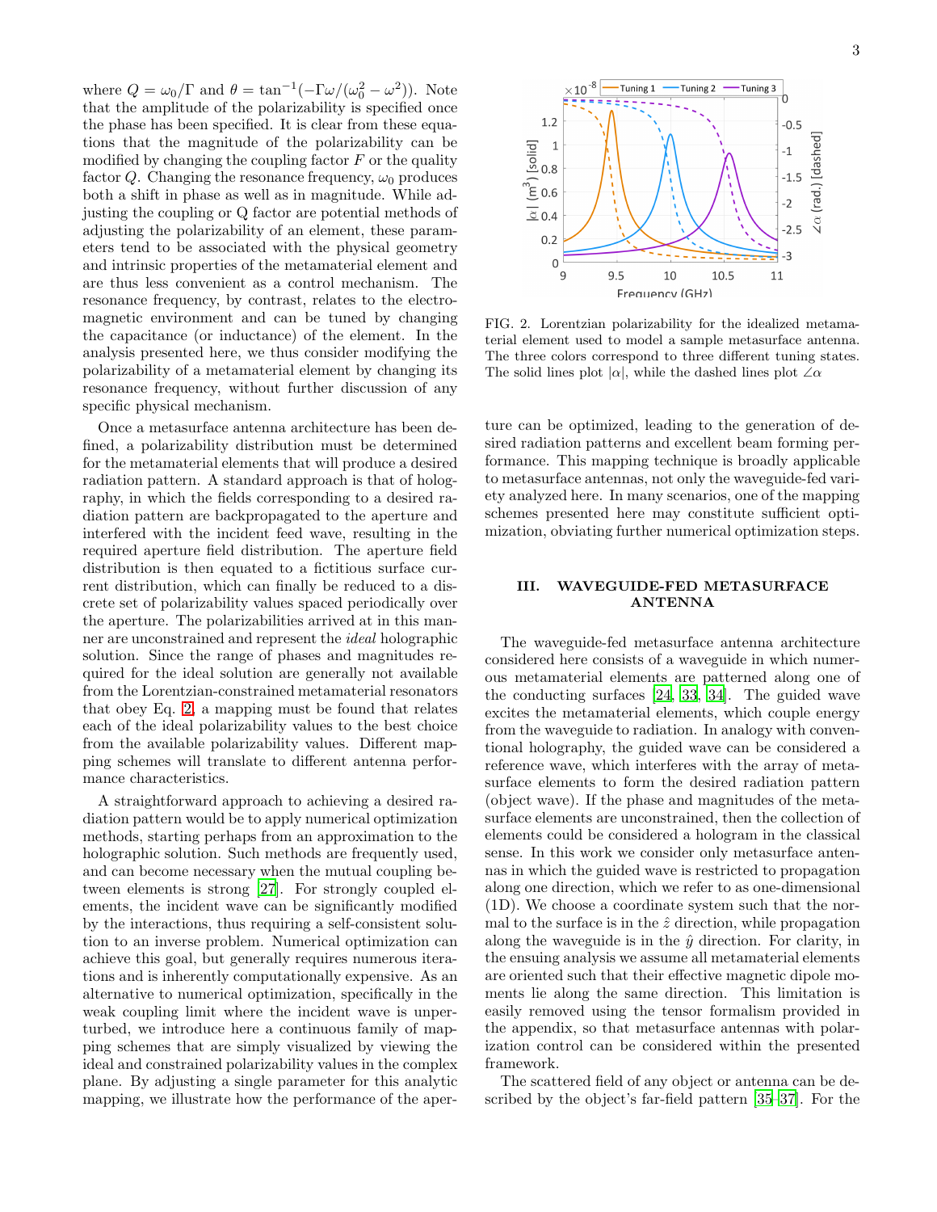where $Q = \omega_0/\Gamma$ and $\theta = \tan^{-1}(-\Gamma\omega/(\omega_0^2 - \omega^2))$. Note that the amplitude of the polarizability is specified once the phase has been specified. It is clear from these equations that the magnitude of the polarizability can be modified by changing the coupling factor $F$ or the quality factor $Q$. Changing the resonance frequency, $\omega_0$ produces both a shift in phase as well as in magnitude. While adjusting the coupling or Q factor are potential methods of adjusting the polarizability of an element, these parameters tend to be associated with the physical geometry and intrinsic properties of the metamaterial element and are thus less convenient as a control mechanism. The resonance frequency, by contrast, relates to the electromagnetic environment and can be tuned by changing the capacitance (or inductance) of the element. In the analysis presented here, we thus consider modifying the polarizability of a metamaterial element by changing its resonance frequency, without further discussion of any specific physical mechanism.

Once a metasurface antenna architecture has been defined, a polarizability distribution must be determined for the metamaterial elements that will produce a desired radiation pattern. A standard approach is that of holography, in which the fields corresponding to a desired radiation pattern are backpropagated to the aperture and interfered with the incident feed wave, resulting in the required aperture field distribution. The aperture field distribution is then equated to a fictitious surface current distribution, which can finally be reduced to a discrete set of polarizability values spaced periodically over the aperture. The polarizabilities arrived at in this manner are unconstrained and represent the *ideal* holographic solution. Since the range of phases and magnitudes required for the ideal solution are generally not available from the Lorentzian-constrained metamaterial resonators that obey Eq. 2, a mapping must be found that relates each of the ideal polarizability values to the best choice from the available polarizability values. Different mapping schemes will translate to different antenna performance characteristics.

A straightforward approach to achieving a desired radiation pattern would be to apply numerical optimization methods, starting perhaps from an approximation to the holographic solution. Such methods are frequently used, and can become necessary when the mutual coupling between elements is strong [27]. For strongly coupled elements, the incident wave can be significantly modified by the interactions, thus requiring a self-consistent solution to an inverse problem. Numerical optimization can achieve this goal, but generally requires numerous iterations and is inherently computationally expensive. As an alternative to numerical optimization, specifically in the weak coupling limit where the incident wave is unperturbed, we introduce here a continuous family of mapping schemes that are simply visualized by viewing the ideal and constrained polarizability values in the complex plane. By adjusting a single parameter for this analytic mapping, we illustrate how the performance of the aperture can be optimized, leading to the generation of desired radiation patterns and excellent beam forming performance. This mapping technique is broadly applicable to metasurface antennas, not only the waveguide-fed variety analyzed here. In many scenarios, one of the mapping schemes presented here may constitute sufficient optimization, obviating further numerical optimization steps.

FIG. 2. Lorentzian polarizability for the idealized metamaterial element used to model a sample metasurface antenna. The three colors correspond to three different tuning states. The solid lines plot $|\alpha|$, while the dashed lines plot $\angle\alpha$

## III. WAVEGUIDE-FED METASURFACE ANTENNA

The waveguide-fed metasurface antenna architecture considered here consists of a waveguide in which numerous metamaterial elements are patterned along one of the conducting surfaces [24, 33, 34]. The guided wave excites the metamaterial elements, which couple energy from the waveguide to radiation. In analogy with conventional holography, the guided wave can be considered a reference wave, which interferes with the array of metasurface elements to form the desired radiation pattern (object wave). If the phase and magnitudes of the metasurface elements are unconstrained, then the collection of elements could be considered a hologram in the classical sense. In this work we consider only metasurface antennas in which the guided wave is restricted to propagation along one direction, which we refer to as one-dimensional (1D). We choose a coordinate system such that the normal to the surface is in the $\hat{z}$ direction, while propagation along the waveguide is in the $\hat{y}$ direction. For clarity, in the ensuing analysis we assume all metamaterial elements are oriented such that their effective magnetic dipole moments lie along the same direction. This limitation is easily removed using the tensor formalism provided in the appendix, so that metasurface antennas with polarization control can be considered within the presented framework.

The scattered field of any object or antenna can be described by the object's far-field pattern [35–37]. For the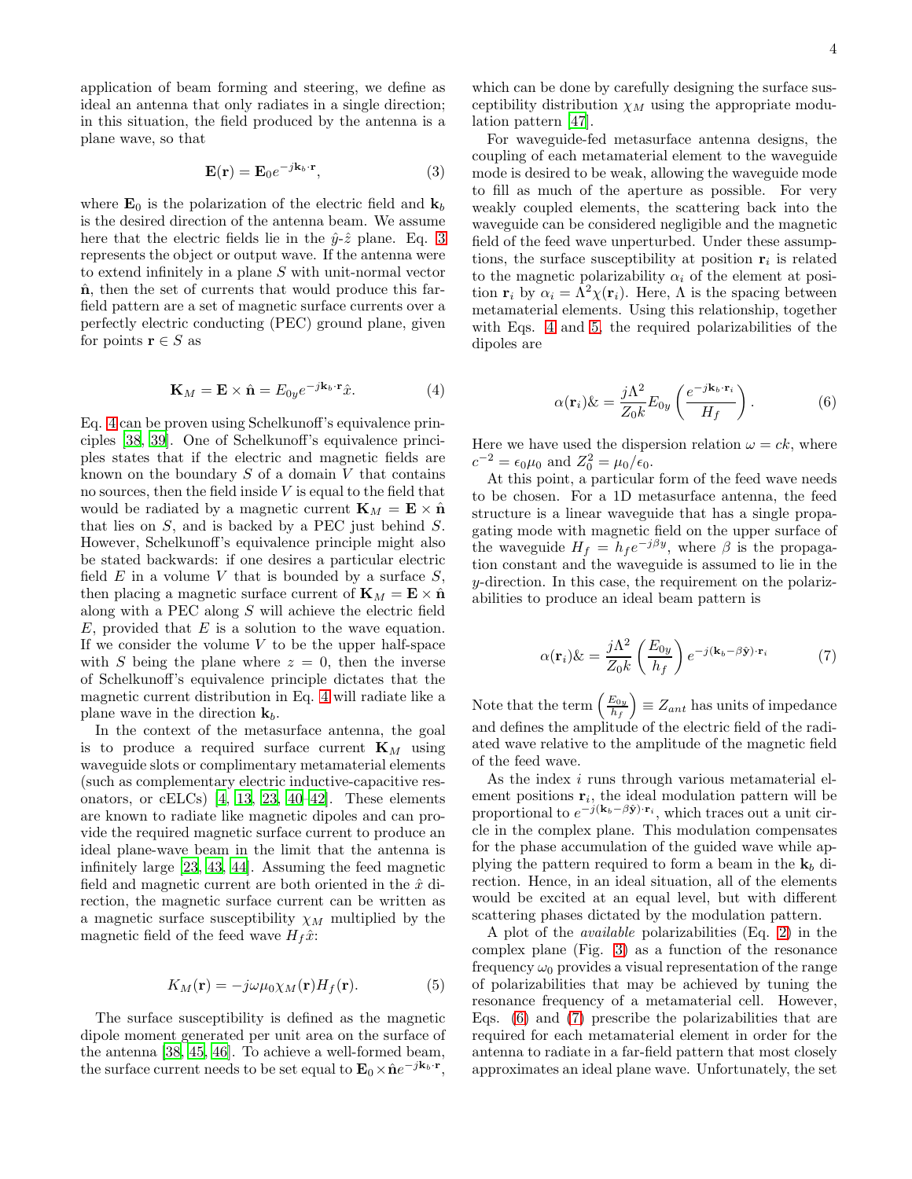application of beam forming and steering, we define as ideal an antenna that only radiates in a single direction; in this situation, the field produced by the antenna is a plane wave, so that

$$\mathbf{E}(\mathbf{r}) = \mathbf{E}_0 e^{-j\mathbf{k}_b\cdot\mathbf{r}}, \tag{3}$$

where $\mathbf{E}_0$ is the polarization of the electric field and $\mathbf{k}_b$ is the desired direction of the antenna beam. We assume here that the electric fields lie in the $\hat{y}$-$\hat{z}$ plane. Eq. 3 represents the object or output wave. If the antenna were to extend infinitely in a plane $S$ with unit-normal vector $\hat{\mathbf{n}}$, then the set of currents that would produce this far-field pattern are a set of magnetic surface currents over a perfectly electric conducting (PEC) ground plane, given for points $\mathbf{r} \in S$ as

$$\mathbf{K}_M = \mathbf{E}\times\hat{\mathbf{n}} = E_{0y} e^{-j\mathbf{k}_b\cdot\mathbf{r}}\hat{x}. \tag{4}$$

Eq. 4 can be proven using Schelkunoff's equivalence principles [38, 39]. One of Schelkunoff's equivalence principles states that if the electric and magnetic fields are known on the boundary $S$ of a domain $V$ that contains no sources, then the field inside $V$ is equal to the field that would be radiated by a magnetic current $\mathbf{K}_M = \mathbf{E}\times\hat{\mathbf{n}}$ that lies on $S$, and is backed by a PEC just behind $S$. However, Schelkunoff's equivalence principle might also be stated backwards: if one desires a particular electric field $E$ in a volume $V$ that is bounded by a surface $S$, then placing a magnetic surface current of $\mathbf{K}_M = \mathbf{E}\times\hat{\mathbf{n}}$ along with a PEC along $S$ will achieve the electric field $E$, provided that $E$ is a solution to the wave equation. If we consider the volume $V$ to be the upper half-space with $S$ being the plane where $z = 0$, then the inverse of Schelkunoff's equivalence principle dictates that the magnetic current distribution in Eq. 4 will radiate like a plane wave in the direction $\mathbf{k}_b$.

In the context of the metasurface antenna, the goal is to produce a required surface current $\mathbf{K}_M$ using waveguide slots or complimentary metamaterial elements (such as complementary electric inductive-capacitive resonators, or cELCs) [4, 13, 23, 40–42]. These elements are known to radiate like magnetic dipoles and can provide the required magnetic surface current to produce an ideal plane-wave beam in the limit that the antenna is infinitely large [23, 43, 44]. Assuming the feed magnetic field and magnetic current are both oriented in the $\hat{x}$ direction, the magnetic surface current can be written as a magnetic surface susceptibility $\chi_M$ multiplied by the magnetic field of the feed wave $H_f\hat{x}$:

$$K_M(\mathbf{r}) = -j\omega\mu_0\chi_M(\mathbf{r})H_f(\mathbf{r}). \tag{5}$$

The surface susceptibility is defined as the magnetic dipole moment generated per unit area on the surface of the antenna [38, 45, 46]. To achieve a well-formed beam, the surface current needs to be set equal to $\mathbf{E}_0\times\hat{\mathbf{n}}e^{-j\mathbf{k}_b\cdot\mathbf{r}}$, which can be done by carefully designing the surface susceptibility distribution $\chi_M$ using the appropriate modulation pattern [47].

For waveguide-fed metasurface antenna designs, the coupling of each metamaterial element to the waveguide mode is desired to be weak, allowing the waveguide mode to fill as much of the aperture as possible. For very weakly coupled elements, the scattering back into the waveguide can be considered negligible and the magnetic field of the feed wave unperturbed. Under these assumptions, the surface susceptibility at position $\mathbf{r}_i$ is related to the magnetic polarizability $\alpha_i$ of the element at position $\mathbf{r}_i$ by $\alpha_i = \Lambda^2\chi(\mathbf{r}_i)$. Here, $\Lambda$ is the spacing between metamaterial elements. Using this relationship, together with Eqs. 4 and 5, the required polarizabilities of the dipoles are

$$\alpha(\mathbf{r}_i)\& = \frac{j\Lambda^2}{Z_0 k}E_{0y}\left(\frac{e^{-j\mathbf{k}_b\cdot\mathbf{r}_i}}{H_f}\right). \tag{6}$$

Here we have used the dispersion relation $\omega = ck$, where $c^{-2} = \epsilon_0\mu_0$ and $Z_0^2 = \mu_0/\epsilon_0$.

At this point, a particular form of the feed wave needs to be chosen. For a 1D metasurface antenna, the feed structure is a linear waveguide that has a single propagating mode with magnetic field on the upper surface of the waveguide $H_f = h_f e^{-j\beta y}$, where $\beta$ is the propagation constant and the waveguide is assumed to lie in the $y$-direction. In this case, the requirement on the polarizabilities to produce an ideal beam pattern is

$$\alpha(\mathbf{r}_i)\& = \frac{j\Lambda^2}{Z_0 k}\left(\frac{E_{0y}}{h_f}\right)e^{-j(\mathbf{k}_b-\beta\hat{\mathbf{y}})\cdot\mathbf{r}_i} \tag{7}$$

Note that the term $\left(\frac{E_{0y}}{h_f}\right) \equiv Z_{ant}$ has units of impedance and defines the amplitude of the electric field of the radiated wave relative to the amplitude of the magnetic field of the feed wave.

As the index $i$ runs through various metamaterial element positions $\mathbf{r}_i$, the ideal modulation pattern will be proportional to $e^{-j(\mathbf{k}_b-\beta\hat{\mathbf{y}})\cdot\mathbf{r}_i}$, which traces out a unit circle in the complex plane. This modulation compensates for the phase accumulation of the guided wave while applying the pattern required to form a beam in the $\mathbf{k}_b$ direction. Hence, in an ideal situation, all of the elements would be excited at an equal level, but with different scattering phases dictated by the modulation pattern.

A plot of the *available* polarizabilities (Eq. 2) in the complex plane (Fig. 3) as a function of the resonance frequency $\omega_0$ provides a visual representation of the range of polarizabilities that may be achieved by tuning the resonance frequency of a metamaterial cell. However, Eqs. (6) and (7) prescribe the polarizabilities that are required for each metamaterial element in order for the antenna to radiate in a far-field pattern that most closely approximates an ideal plane wave. Unfortunately, the set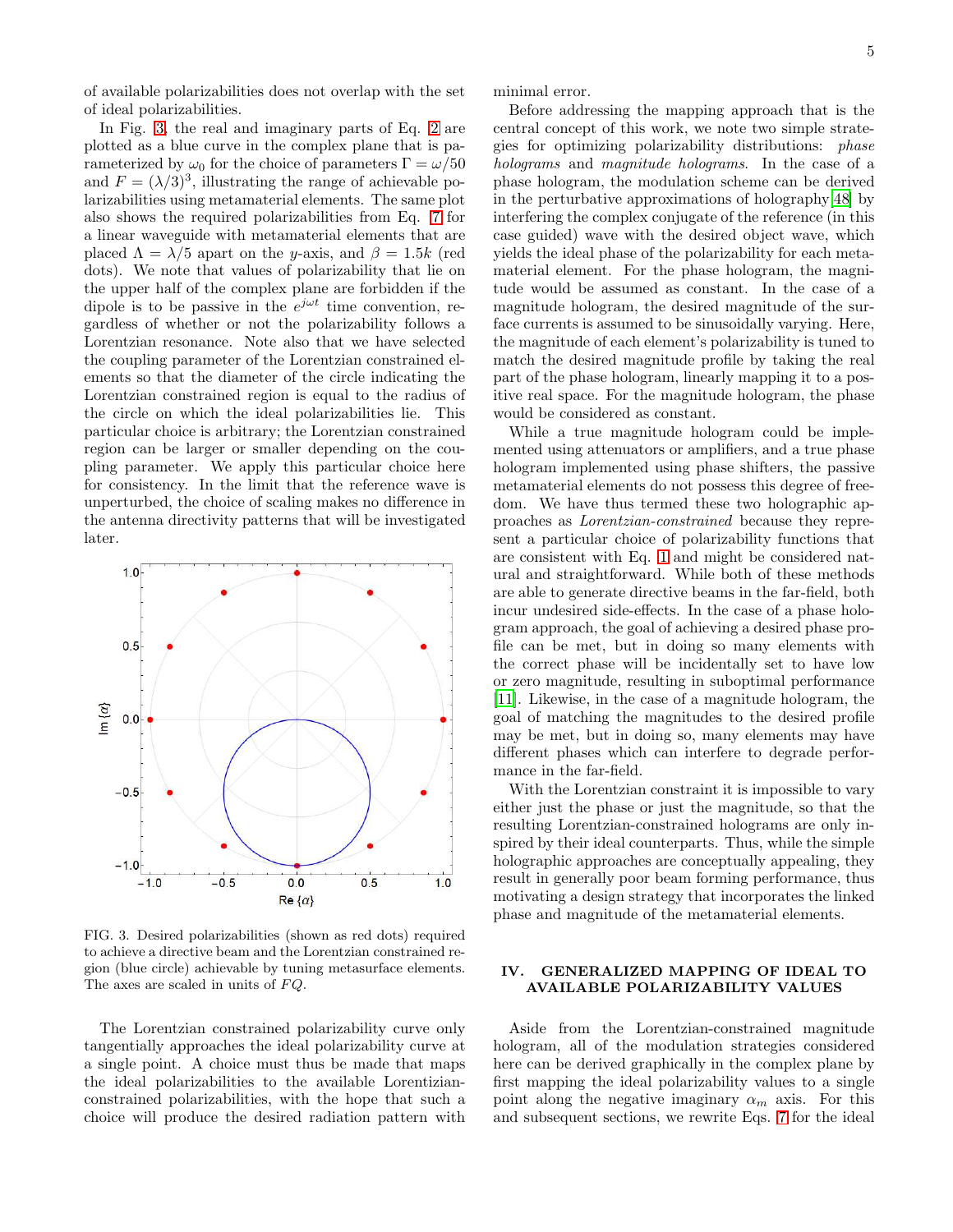of available polarizabilities does not overlap with the set of ideal polarizabilities.

In Fig. 3, the real and imaginary parts of Eq. 2 are plotted as a blue curve in the complex plane that is parameterized by $\omega_0$ for the choice of parameters $\Gamma = \omega/50$ and $F = (\lambda/3)^3$, illustrating the range of achievable polarizabilities using metamaterial elements. The same plot also shows the required polarizabilities from Eq. 7 for a linear waveguide with metamaterial elements that are placed $\Lambda = \lambda/5$ apart on the $y$-axis, and $\beta = 1.5k$ (red dots). We note that values of polarizability that lie on the upper half of the complex plane are forbidden if the dipole is to be passive in the $e^{j\omega t}$ time convention, regardless of whether or not the polarizability follows a Lorentzian resonance. Note also that we have selected the coupling parameter of the Lorentzian constrained elements so that the diameter of the circle indicating the Lorentzian constrained region is equal to the radius of the circle on which the ideal polarizabilities lie. This particular choice is arbitrary; the Lorentzian constrained region can be larger or smaller depending on the coupling parameter. We apply this particular choice here for consistency. In the limit that the reference wave is unperturbed, the choice of scaling makes no difference in the antenna directivity patterns that will be investigated later.

FIG. 3. Desired polarizabilities (shown as red dots) required to achieve a directive beam and the Lorentzian constrained region (blue circle) achievable by tuning metasurface elements. The axes are scaled in units of $FQ$.

The Lorentzian constrained polarizability curve only tangentially approaches the ideal polarizability curve at a single point. A choice must thus be made that maps the ideal polarizabilities to the available Lorentzian-constrained polarizabilities, with the hope that such a choice will produce the desired radiation pattern with minimal error.

Before addressing the mapping approach that is the central concept of this work, we note two simple strategies for optimizing polarizability distributions: *phase holograms* and *magnitude holograms*. In the case of a phase hologram, the modulation scheme can be derived in the perturbative approximations of holography [48] by interfering the complex conjugate of the reference (in this case guided) wave with the desired object wave, which yields the ideal phase of the polarizability for each metamaterial element. For the phase hologram, the magnitude would be assumed as constant. In the case of a magnitude hologram, the desired magnitude of the surface currents is assumed to be sinusoidally varying. Here, the magnitude of each element's polarizability is tuned to match the desired magnitude profile by taking the real part of the phase hologram, linearly mapping it to a positive real space. For the magnitude hologram, the phase would be considered as constant.

While a true magnitude hologram could be implemented using attenuators or amplifiers, and a true phase hologram implemented using phase shifters, the passive metamaterial elements do not possess this degree of freedom. We have thus termed these two holographic approaches as *Lorentzian-constrained* because they represent a particular choice of polarizability functions that are consistent with Eq. 1 and might be considered natural and straightforward. While both of these methods are able to generate directive beams in the far-field, both incur undesired side-effects. In the case of a phase hologram approach, the goal of achieving a desired phase profile can be met, but in doing so many elements with the correct phase will be incidentally set to have low or zero magnitude, resulting in suboptimal performance [11]. Likewise, in the case of a magnitude hologram, the goal of matching the magnitudes to the desired profile may be met, but in doing so, many elements may have different phases which can interfere to degrade performance in the far-field.

With the Lorentzian constraint it is impossible to vary either just the phase or just the magnitude, so that the resulting Lorentzian-constrained holograms are only inspired by their ideal counterparts. Thus, while the simple holographic approaches are conceptually appealing, they result in generally poor beam forming performance, thus motivating a design strategy that incorporates the linked phase and magnitude of the metamaterial elements.

## IV. GENERALIZED MAPPING OF IDEAL TO AVAILABLE POLARIZABILITY VALUES

Aside from the Lorentzian-constrained magnitude hologram, all of the modulation strategies considered here can be derived graphically in the complex plane by first mapping the ideal polarizability values to a single point along the negative imaginary $\alpha_m$ axis. For this and subsequent sections, we rewrite Eqs. 7 for the ideal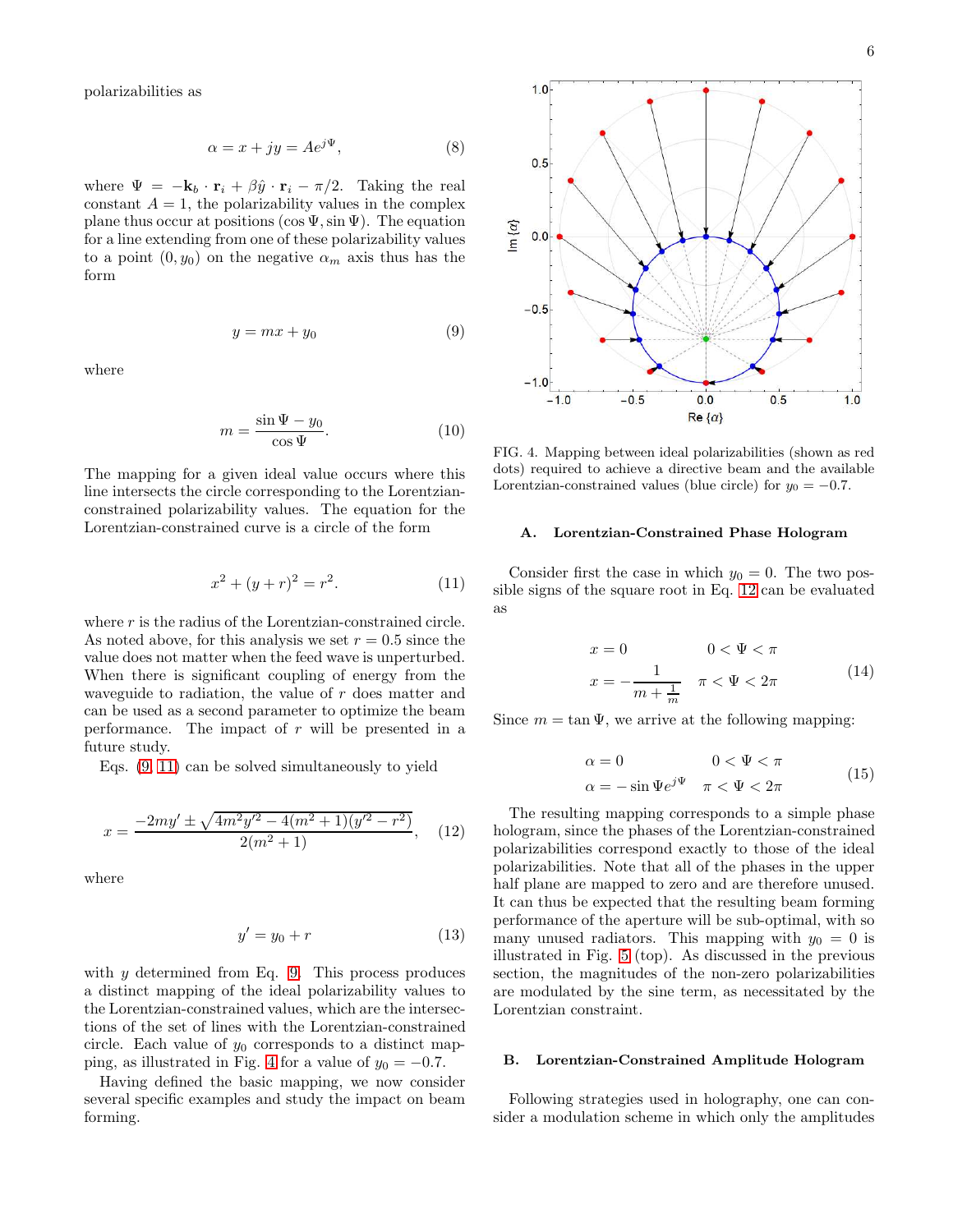polarizabilities as

$$\alpha = x + jy = Ae^{j\Psi}, \tag{8}$$

where $\Psi = -\mathbf{k}_b \cdot \mathbf{r}_i + \beta\hat{y} \cdot \mathbf{r}_i - \pi/2$. Taking the real constant $A = 1$, the polarizability values in the complex plane thus occur at positions $(\cos\Psi, \sin\Psi)$. The equation for a line extending from one of these polarizability values to a point $(0, y_0)$ on the negative $\alpha_m$ axis thus has the form

$$y = mx + y_0 \tag{9}$$

where

$$m = \frac{\sin\Psi - y_0}{\cos\Psi}. \tag{10}$$

The mapping for a given ideal value occurs where this line intersects the circle corresponding to the Lorentzian-constrained polarizability values. The equation for the Lorentzian-constrained curve is a circle of the form

$$x^2 + (y + r)^2 = r^2. \tag{11}$$

where $r$ is the radius of the Lorentzian-constrained circle. As noted above, for this analysis we set $r = 0.5$ since the value does not matter when the feed wave is unperturbed. When there is significant coupling of energy from the waveguide to radiation, the value of $r$ does matter and can be used as a second parameter to optimize the beam performance. The impact of $r$ will be presented in a future study.

Eqs. (9, 11) can be solved simultaneously to yield

$$x = \frac{-2my' \pm \sqrt{4m^2y'^2 - 4(m^2+1)(y'^2 - r^2)}}{2(m^2+1)}, \tag{12}$$

where

$$y' = y_0 + r \tag{13}$$

with $y$ determined from Eq. 9. This process produces a distinct mapping of the ideal polarizability values to the Lorentzian-constrained values, which are the intersections of the set of lines with the Lorentzian-constrained circle. Each value of $y_0$ corresponds to a distinct mapping, as illustrated in Fig. 4 for a value of $y_0 = -0.7$.

Having defined the basic mapping, we now consider several specific examples and study the impact on beam forming.

FIG. 4. Mapping between ideal polarizabilities (shown as red dots) required to achieve a directive beam and the available Lorentzian-constrained values (blue circle) for $y_0 = -0.7$.

### A. Lorentzian-Constrained Phase Hologram

Consider first the case in which $y_0 = 0$. The two possible signs of the square root in Eq. 12 can be evaluated as

$$\begin{aligned} x &= 0 & 0 < \Psi < \pi \\ x &= -\frac{1}{m + \frac{1}{m}} & \pi < \Psi < 2\pi \end{aligned} \tag{14}$$

Since $m = \tan\Psi$, we arrive at the following mapping:

$$\begin{aligned} \alpha &= 0 & 0 < \Psi < \pi \\ \alpha &= -\sin\Psi e^{j\Psi} & \pi < \Psi < 2\pi \end{aligned} \tag{15}$$

The resulting mapping corresponds to a simple phase hologram, since the phases of the Lorentzian-constrained polarizabilities correspond exactly to those of the ideal polarizabilities. Note that all of the phases in the upper half plane are mapped to zero and are therefore unused. It can thus be expected that the resulting beam forming performance of the aperture will be sub-optimal, with so many unused radiators. This mapping with $y_0 = 0$ is illustrated in Fig. 5 (top). As discussed in the previous section, the magnitudes of the non-zero polarizabilities are modulated by the sine term, as necessitated by the Lorentzian constraint.

### B. Lorentzian-Constrained Amplitude Hologram

Following strategies used in holography, one can consider a modulation scheme in which only the amplitudes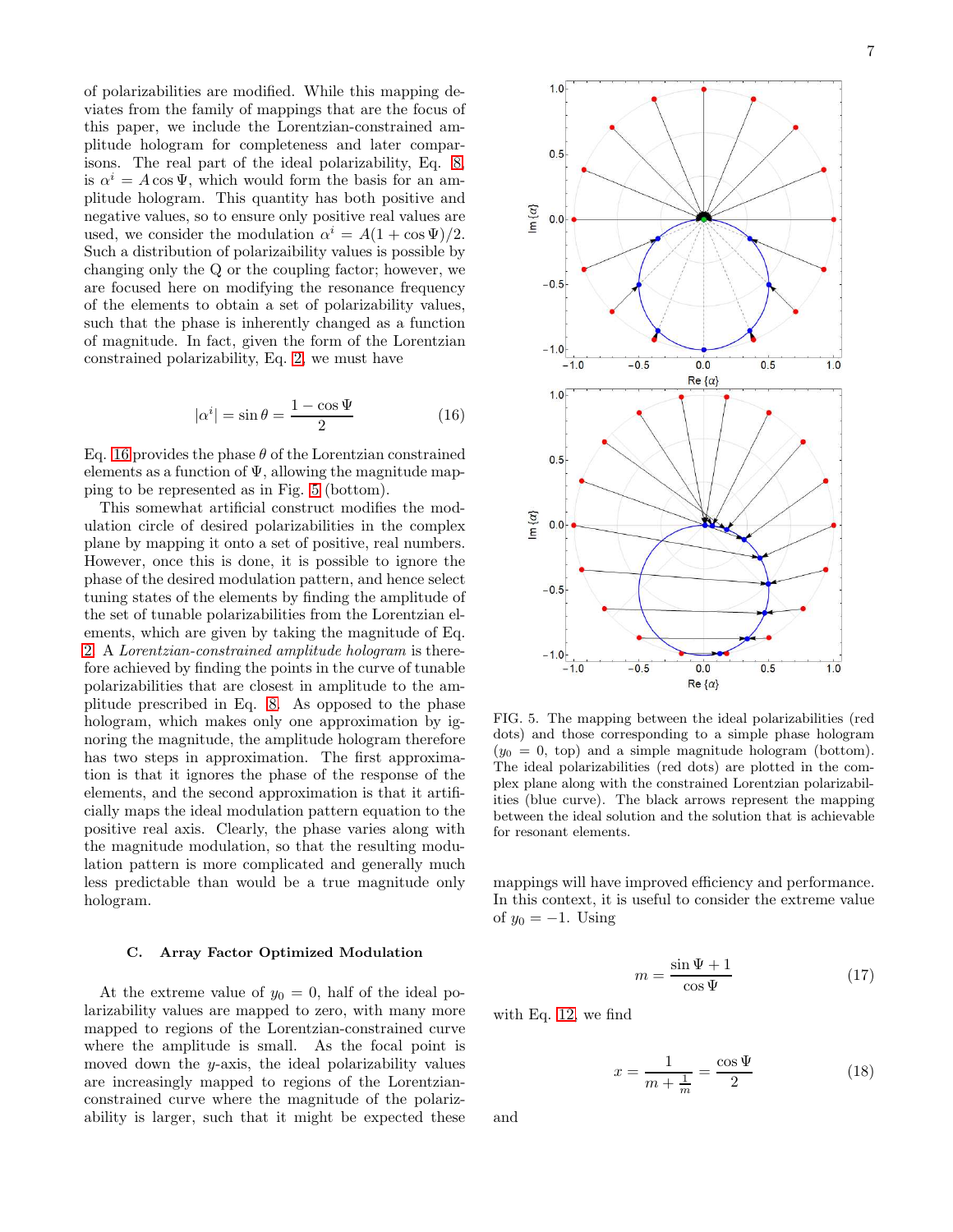of polarizabilities are modified. While this mapping deviates from the family of mappings that are the focus of this paper, we include the Lorentzian-constrained amplitude hologram for completeness and later comparisons. The real part of the ideal polarizability, Eq. 8, is $\alpha^i = A\cos\Psi$, which would form the basis for an amplitude hologram. This quantity has both positive and negative values, so to ensure only positive real values are used, we consider the modulation $\alpha^i = A(1+\cos\Psi)/2$. Such a distribution of polarizaibility values is possible by changing only the Q or the coupling factor; however, we are focused here on modifying the resonance frequency of the elements to obtain a set of polarizability values, such that the phase is inherently changed as a function of magnitude. In fact, given the form of the Lorentzian constrained polarizability, Eq. 2, we must have

$$|\alpha^i| = \sin\theta = \frac{1-\cos\Psi}{2} \tag{16}$$

Eq. 16 provides the phase $\theta$ of the Lorentzian constrained elements as a function of $\Psi$, allowing the magnitude mapping to be represented as in Fig. 5 (bottom).

This somewhat artificial construct modifies the modulation circle of desired polarizabilities in the complex plane by mapping it onto a set of positive, real numbers. However, once this is done, it is possible to ignore the phase of the desired modulation pattern, and hence select tuning states of the elements by finding the amplitude of the set of tunable polarizabilities from the Lorentzian elements, which are given by taking the magnitude of Eq. 2. A *Lorentzian-constrained amplitude hologram* is therefore achieved by finding the points in the curve of tunable polarizabilities that are closest in amplitude to the amplitude prescribed in Eq. 8. As opposed to the phase hologram, which makes only one approximation by ignoring the magnitude, the amplitude hologram therefore has two steps in approximation. The first approximation is that it ignores the phase of the response of the elements, and the second approximation is that it artificially maps the ideal modulation pattern equation to the positive real axis. Clearly, the phase varies along with the magnitude modulation, so that the resulting modulation pattern is more complicated and generally much less predictable than would be a true magnitude only hologram.

FIG. 5. The mapping between the ideal polarizabilities (red dots) and those corresponding to a simple phase hologram ($y_0 = 0$, top) and a simple magnitude hologram (bottom). The ideal polarizabilities (red dots) are plotted in the complex plane along with the constrained Lorentzian polarizabilities (blue curve). The black arrows represent the mapping between the ideal solution and the solution that is achievable for resonant elements.

### C. Array Factor Optimized Modulation

At the extreme value of $y_0 = 0$, half of the ideal polarizability values are mapped to zero, with many more mapped to regions of the Lorentzian-constrained curve where the amplitude is small. As the focal point is moved down the $y$-axis, the ideal polarizability values are increasingly mapped to regions of the Lorentzian-constrained curve where the magnitude of the polarizability is larger, such that it might be expected these mappings will have improved efficiency and performance. In this context, it is useful to consider the extreme value of $y_0 = -1$. Using

$$m = \frac{\sin\Psi + 1}{\cos\Psi} \tag{17}$$

with Eq. 12, we find

$$x = \frac{1}{m + \frac{1}{m}} = \frac{\cos\Psi}{2} \tag{18}$$

and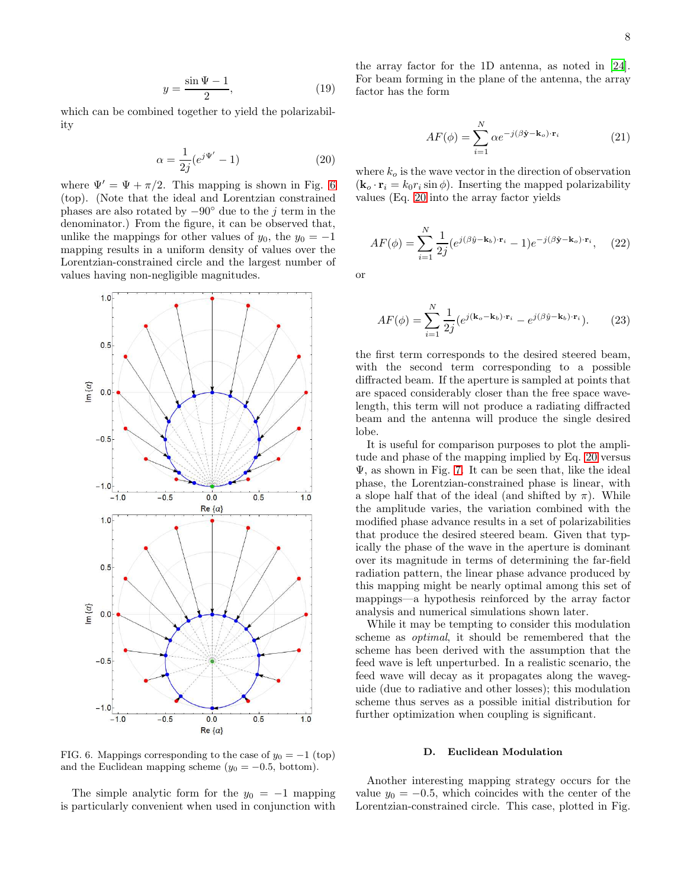$$y = \frac{\sin\Psi - 1}{2}, \tag{19}$$

which can be combined together to yield the polarizability

$$\alpha = \frac{1}{2j}(e^{j\Psi'} - 1) \tag{20}$$

where $\Psi' = \Psi + \pi/2$. This mapping is shown in Fig. 6 (top). (Note that the ideal and Lorentzian constrained phases are also rotated by $-90°$ due to the $j$ term in the denominator.) From the figure, it can be observed that, unlike the mappings for other values of $y_0$, the $y_0 = -1$ mapping results in a uniform density of values over the Lorentzian-constrained circle and the largest number of values having non-negligible magnitudes.

FIG. 6. Mappings corresponding to the case of $y_0 = -1$ (top) and the Euclidean mapping scheme ($y_0 = -0.5$, bottom).

The simple analytic form for the $y_0 = -1$ mapping is particularly convenient when used in conjunction with the array factor for the 1D antenna, as noted in [24]. For beam forming in the plane of the antenna, the array factor has the form

$$AF(\phi) = \sum_{i=1}^{N} \alpha e^{-j(\beta\hat{\mathbf{y}} - \mathbf{k}_o)\cdot\mathbf{r}_i} \tag{21}$$

where $k_o$ is the wave vector in the direction of observation ($\mathbf{k}_o \cdot \mathbf{r}_i = k_0 r_i \sin\phi$). Inserting the mapped polarizability values (Eq. 20 into the array factor yields

$$AF(\phi) = \sum_{i=1}^{N} \frac{1}{2j}(e^{j(\beta\hat{y} - \mathbf{k}_b)\cdot\mathbf{r}_i} - 1)e^{-j(\beta\hat{\mathbf{y}} - \mathbf{k}_o)\cdot\mathbf{r}_i}, \tag{22}$$

or

$$AF(\phi) = \sum_{i=1}^{N} \frac{1}{2j}(e^{j(\mathbf{k}_o - \mathbf{k}_b)\cdot\mathbf{r}_i} - e^{j(\beta\hat{y} - \mathbf{k}_b)\cdot\mathbf{r}_i}). \tag{23}$$

the first term corresponds to the desired steered beam, with the second term corresponding to a possible diffracted beam. If the aperture is sampled at points that are spaced considerably closer than the free space wavelength, this term will not produce a radiating diffracted beam and the antenna will produce the single desired lobe.

It is useful for comparison purposes to plot the amplitude and phase of the mapping implied by Eq. 20 versus $\Psi$, as shown in Fig. 7. It can be seen that, like the ideal phase, the Lorentzian-constrained phase is linear, with a slope half that of the ideal (and shifted by $\pi$). While the amplitude varies, the variation combined with the modified phase advance results in a set of polarizabilities that produce the desired steered beam. Given that typically the phase of the wave in the aperture is dominant over its magnitude in terms of determining the far-field radiation pattern, the linear phase advance produced by this mapping might be nearly optimal among this set of mappings—a hypothesis reinforced by the array factor analysis and numerical simulations shown later.

While it may be tempting to consider this modulation scheme as *optimal*, it should be remembered that the scheme has been derived with the assumption that the feed wave is left unperturbed. In a realistic scenario, the feed wave will decay as it propagates along the waveguide (due to radiative and other losses); this modulation scheme thus serves as a possible initial distribution for further optimization when coupling is significant.

### D. Euclidean Modulation

Another interesting mapping strategy occurs for the value $y_0 = -0.5$, which coincides with the center of the Lorentzian-constrained circle. This case, plotted in Fig.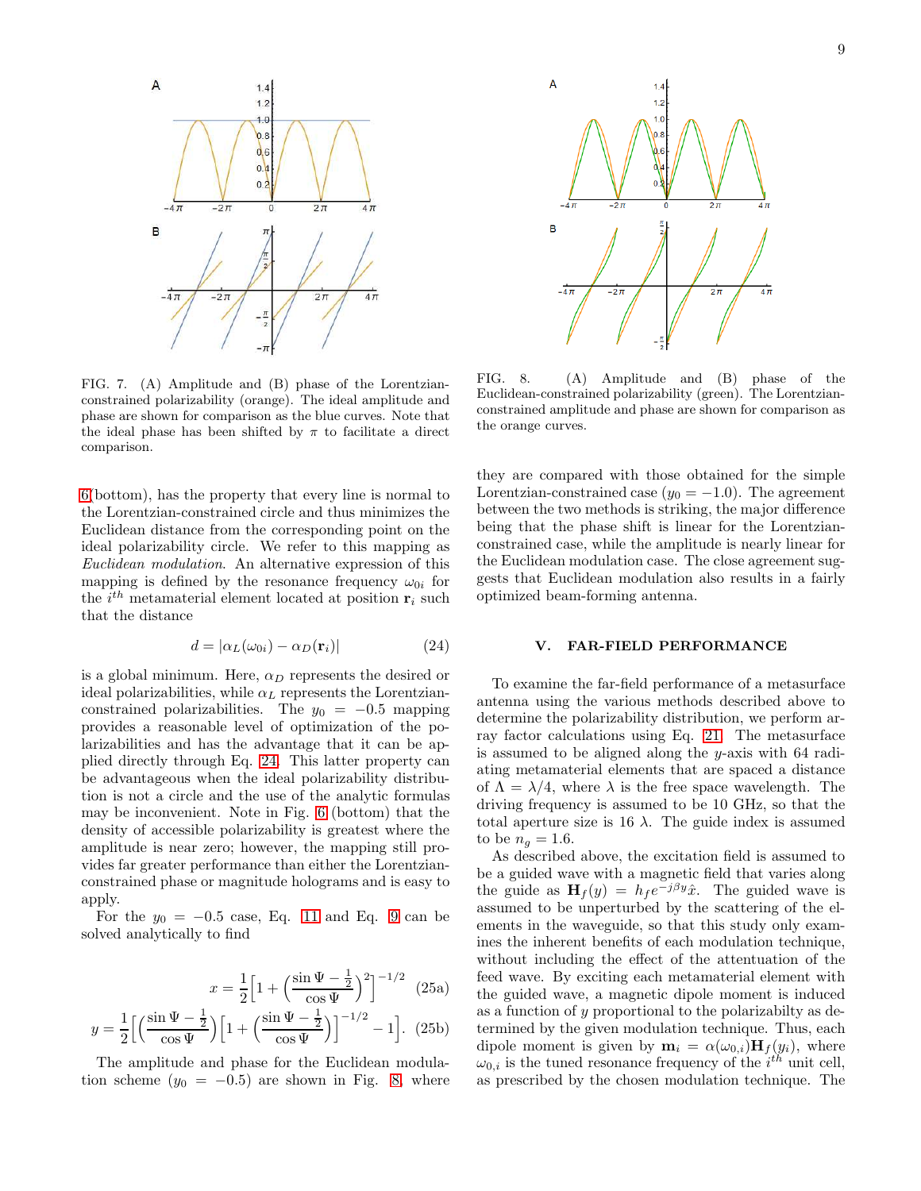FIG. 7. (A) Amplitude and (B) phase of the Lorentzian-constrained polarizability (orange). The ideal amplitude and phase are shown for comparison as the blue curves. Note that the ideal phase has been shifted by $\pi$ to facilitate a direct comparison.

FIG. 8. (A) Amplitude and (B) phase of the Euclidean-constrained polarizability (green). The Lorentzian-constrained amplitude and phase are shown for comparison as the orange curves.

6(bottom), has the property that every line is normal to the Lorentzian-constrained circle and thus minimizes the Euclidean distance from the corresponding point on the ideal polarizability circle. We refer to this mapping as *Euclidean modulation*. An alternative expression of this mapping is defined by the resonance frequency $\omega_{0i}$ for mapping the $i^{th}$ metamaterial element located at position $\mathbf{r}_i$ such that the distance

$$d = |\alpha_L(\omega_{0i}) - \alpha_D(\mathbf{r}_i)| \tag{24}$$

is a global minimum. Here, $\alpha_D$ represents the desired or ideal polarizabilities, while $\alpha_L$ represents the Lorentzian-constrained polarizabilities. The $y_0 = -0.5$ mapping provides a reasonable level of optimization of the polarizabilities and has the advantage that it can be applied directly through Eq. 24. This latter property can be advantageous when the ideal polarizability distribution is not a circle and the use of the analytic formulas may be inconvenient. Note in Fig. 6 (bottom) that the density of accessible polarizability is greatest where the amplitude is near zero; however, the mapping still provides far greater performance than either the Lorentzian-constrained phase or magnitude holograms and is easy to apply.

For the $y_0 = -0.5$ case, Eq. 11 and Eq. 9 can be solved analytically to find

$$x = \frac{1}{2}\Big[1 + \Big(\frac{\sin\Psi - \frac{1}{2}}{\cos\Psi}\Big)^2\Big]^{-1/2} \tag{25a}$$

$$y = \frac{1}{2}\Big[\Big(\frac{\sin\Psi - \frac{1}{2}}{\cos\Psi}\Big)\Big[1 + \Big(\frac{\sin\Psi - \frac{1}{2}}{\cos\Psi}\Big)\Big]^{-1/2} - 1\Big]. \tag{25b}$$

The amplitude and phase for the Euclidean modulation scheme ($y_0 = -0.5$) are shown in Fig. 8, where they are compared with those obtained for the simple Lorentzian-constrained case ($y_0 = -1.0$). The agreement between the two methods is striking, the major difference being that the phase shift is linear for the Lorentzian-constrained case, while the amplitude is nearly linear for the Euclidean modulation case. The close agreement suggests that Euclidean modulation also results in a fairly optimized beam-forming antenna.

## V. FAR-FIELD PERFORMANCE

To examine the far-field performance of a metasurface antenna using the various methods described above to determine the polarizability distribution, we perform array factor calculations using Eq. 21. The metasurface is assumed to be aligned along the $y$-axis with 64 radiating metamaterial elements that are spaced a distance of $\Lambda = \lambda/4$, where $\lambda$ is the free space wavelength. The driving frequency is assumed to be 10 GHz, so that the total aperture size is 16 $\lambda$. The guide index is assumed to be $n_g = 1.6$.

As described above, the excitation field is assumed to be a guided wave with a magnetic field that varies along the guide as $\mathbf{H}_f(y) = h_f e^{-j\beta y}\hat{x}$. The guided wave is assumed to be unperturbed by the scattering of the elements in the waveguide, so that this study only examines the inherent benefits of each modulation technique, without including the effect of the attenuation of the feed wave. By exciting each metamaterial element with the guided wave, a magnetic dipole moment is induced as a function of $y$ proportional to the polarizabilty as determined by the given modulation technique. Thus, each dipole moment is given by $\mathbf{m}_i = \alpha(\omega_{0,i})\mathbf{H}_f(y_i)$, where $\omega_{0,i}$ is the tuned resonance frequency of the $i^{th}$ unit cell, as prescribed by the chosen modulation technique. The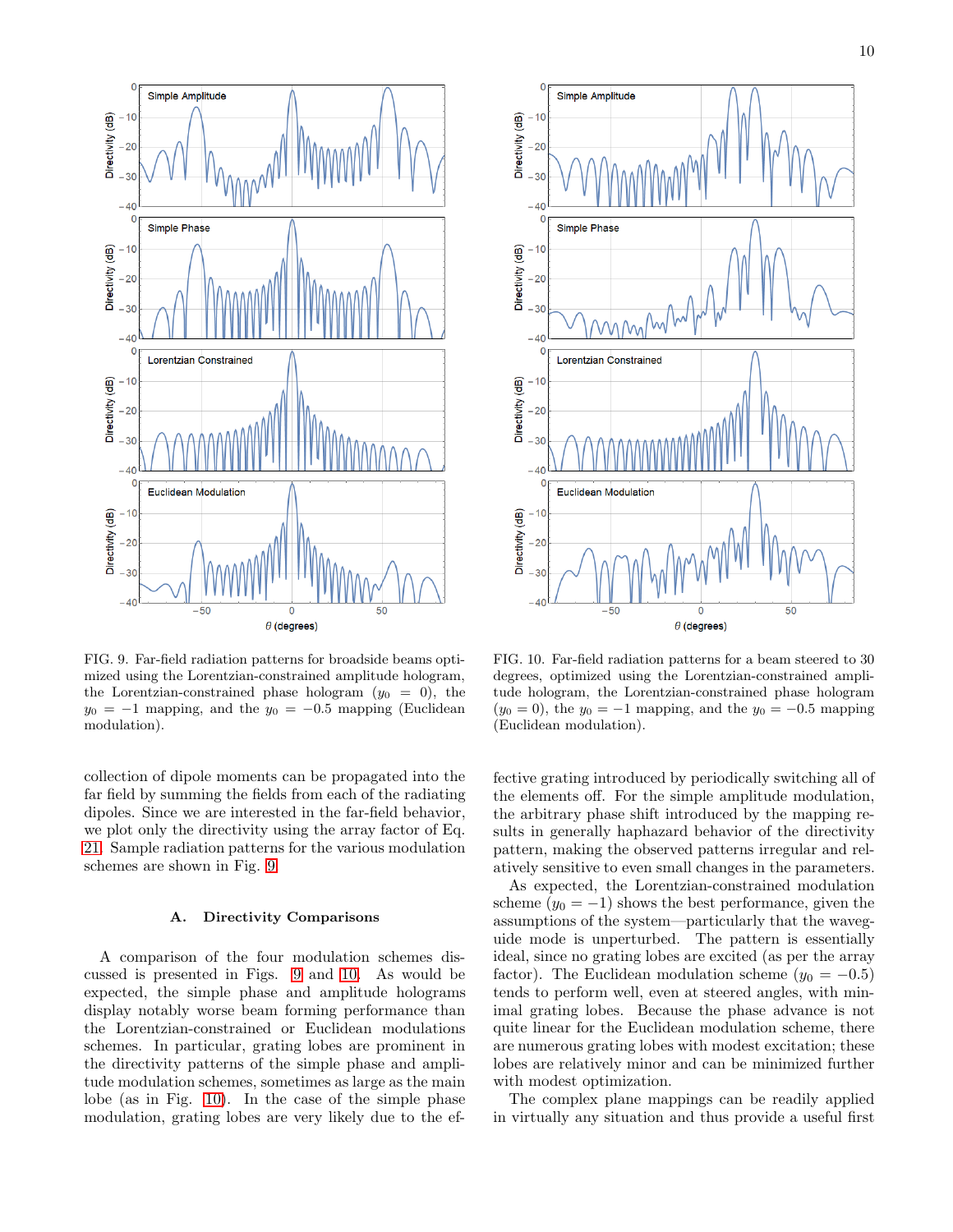FIG. 9. Far-field radiation patterns for broadside beams optimized using the Lorentzian-constrained amplitude hologram, the Lorentzian-constrained phase hologram ($y_0 = 0$), the $y_0 = -1$ mapping, and the $y_0 = -0.5$ mapping (Euclidean modulation).

FIG. 10. Far-field radiation patterns for a beam steered to 30 degrees, optimized using the Lorentzian-constrained amplitude hologram, the Lorentzian-constrained phase hologram ($y_0 = 0$), the $y_0 = -1$ mapping, and the $y_0 = -0.5$ mapping (Euclidean modulation).

collection of dipole moments can be propagated into the far field by summing the fields from each of the radiating dipoles. Since we are interested in the far-field behavior, we plot only the directivity using the array factor of Eq. 21. Sample radiation patterns for the various modulation schemes are shown in Fig. 9.

### A. Directivity Comparisons

A comparison of the four modulation schemes discussed is presented in Figs. 9 and 10. As would be expected, the simple phase and amplitude holograms display notably worse beam forming performance than the Lorentzian-constrained or Euclidean modulations schemes. In particular, grating lobes are prominent in the directivity patterns of the simple phase and amplitude modulation schemes, sometimes as large as the main lobe (as in Fig. 10). In the case of the simple phase modulation, grating lobes are very likely due to the effective grating introduced by periodically switching all of the elements off. For the simple amplitude modulation, the arbitrary phase shift introduced by the mapping results in generally haphazard behavior of the directivity pattern, making the observed patterns irregular and relatively sensitive to even small changes in the parameters.

As expected, the Lorentzian-constrained modulation scheme ($y_0 = -1$) shows the best performance, given the assumptions of the system—particularly that the waveguide mode is unperturbed. The pattern is essentially ideal, since no grating lobes are excited (as per the array factor). The Euclidean modulation scheme ($y_0 = -0.5$) tends to perform well, even at steered angles, with minimal grating lobes. Because the phase advance is not quite linear for the Euclidean modulation scheme, there are numerous grating lobes with modest excitation; these lobes are relatively minor and can be minimized further with modest optimization.

The complex plane mappings can be readily applied in virtually any situation and thus provide a useful first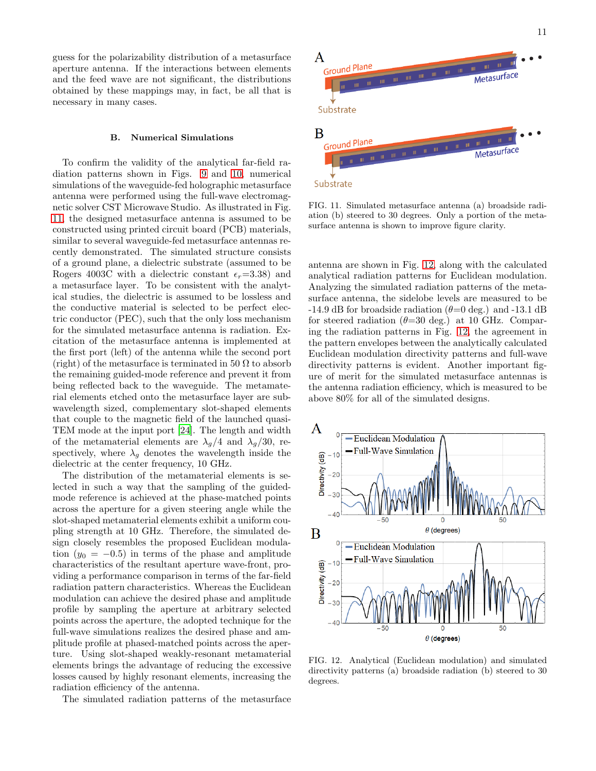guess for the polarizability distribution of a metasurface aperture antenna. If the interactions between elements and the feed wave are not significant, the distributions obtained by these mappings may, in fact, be all that is necessary in many cases.

### B. Numerical Simulations

To confirm the validity of the analytical far-field radiation patterns shown in Figs. 9 and 10, numerical simulations of the waveguide-fed holographic metasurface antenna were performed using the full-wave electromagnetic solver CST Microwave Studio. As illustrated in Fig. 11, the designed metasurface antenna is assumed to be constructed using printed circuit board (PCB) materials, similar to several waveguide-fed metasurface antennas recently demonstrated. The simulated structure consists of a ground plane, a dielectric substrate (assumed to be Rogers 4003C with a dielectric constant $\epsilon_r$=3.38) and a metasurface layer. To be consistent with the analytical studies, the dielectric is assumed to be lossless and the conductive material is selected to be perfect electric conductor (PEC), such that the only loss mechanism for the simulated metasurface antenna is radiation. Excitation of the metasurface antenna is implemented at the first port (left) of the antenna while the second port (right) of the metasurface is terminated in 50 Ω to absorb the remaining guided-mode reference and prevent it from being reflected back to the waveguide. The metamaterial elements etched onto the metasurface layer are subwavelength sized, complementary slot-shaped elements that couple to the magnetic field of the launched quasi-TEM mode at the input port [24]. The length and width of the metamaterial elements are $\lambda_g/4$ and $\lambda_g/30$, respectively, where $\lambda_g$ denotes the wavelength inside the dielectric at the center frequency, 10 GHz.

The distribution of the metamaterial elements is selected in such a way that the sampling of the guided-mode reference is achieved at the phase-matched points across the aperture for a given steering angle while the slot-shaped metamaterial elements exhibit a uniform coupling strength at 10 GHz. Therefore, the simulated design closely resembles the proposed Euclidean modulation ($y_0 = -0.5$) in terms of the phase and amplitude characteristics of the resultant aperture wave-front, providing a performance comparison in terms of the far-field radiation pattern characteristics. Whereas the Euclidean modulation can achieve the desired phase and amplitude profile by sampling the aperture at arbitrary selected points across the aperture, the adopted technique for the full-wave simulations realizes the desired phase and amplitude profile at phased-matched points across the aperture. Using slot-shaped weakly-resonant metamaterial elements brings the advantage of reducing the excessive losses caused by highly resonant elements, increasing the radiation efficiency of the antenna.

The simulated radiation patterns of the metasurface antenna are shown in Fig. 12 along with the calculated analytical radiation patterns for Euclidean modulation. Analyzing the simulated radiation patterns of the metasurface antenna, the sidelobe levels are measured to be -14.9 dB for broadside radiation ($\theta$=0 deg.) and -13.1 dB for steered radiation ($\theta$=30 deg.) at 10 GHz. Comparing the radiation patterns in Fig. 12, the agreement in the pattern envelopes between the analytically calculated Euclidean modulation directivity patterns and full-wave directivity patterns is evident. Another important figure of merit for the simulated metasurface antennas is the antenna radiation efficiency, which is measured to be above 80% for all of the simulated designs.

FIG. 11. Simulated metasurface antenna (a) broadside radiation (b) steered to 30 degrees. Only a portion of the metasurface antenna is shown to improve figure clarity.

FIG. 12. Analytical (Euclidean modulation) and simulated directivity patterns (a) broadside radiation (b) steered to 30 degrees.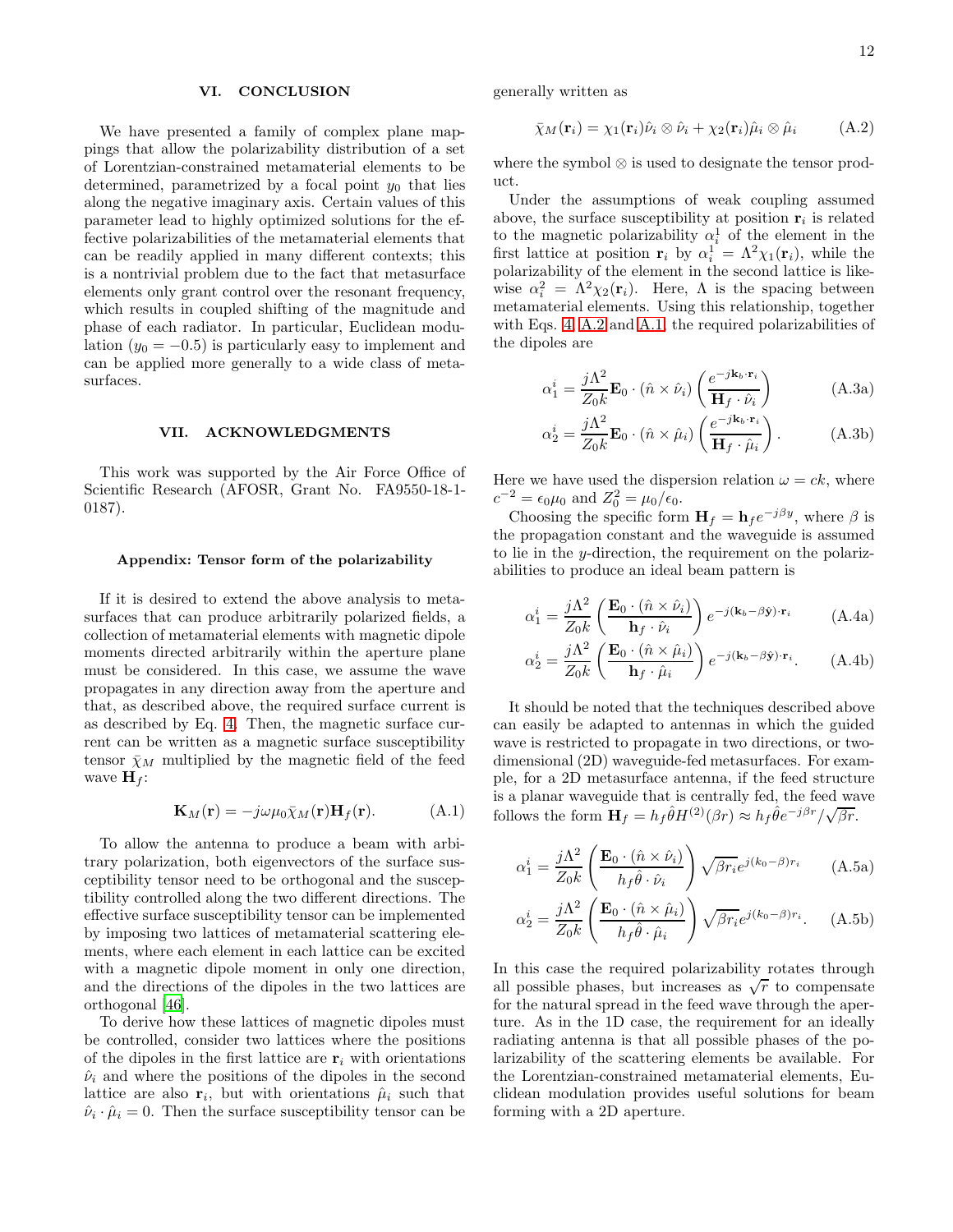## VI. CONCLUSION

We have presented a family of complex plane mappings that allow the polarizability distribution of a set of Lorentzian-constrained metamaterial elements to be determined, parametrized by a focal point $y_0$ that lies along the negative imaginary axis. Certain values of this parameter lead to highly optimized solutions for the effective polarizabilities of the metamaterial elements that can be readily applied in many different contexts; this is a nontrivial problem due to the fact that metasurface elements only grant control over the resonant frequency, which results in coupled shifting of the magnitude and phase of each radiator. In particular, Euclidean modulation ($y_0 = -0.5$) is particularly easy to implement and can be applied more generally to a wide class of metasurfaces.

## VII. ACKNOWLEDGMENTS

This work was supported by the Air Force Office of Scientific Research (AFOSR, Grant No. FA9550-18-1-0187).

### Appendix: Tensor form of the polarizability

If it is desired to extend the above analysis to metasurfaces that can produce arbitrarily polarized fields, a collection of metamaterial elements with magnetic dipole moments directed arbitrarily within the aperture plane must be considered. In this case, we assume the wave propagates in any direction away from the aperture and that, as described above, the required surface current is as described by Eq. 4. Then, the magnetic surface current can be written as a magnetic surface susceptibility tensor $\bar{\chi}_M$ multiplied by the magnetic field of the feed wave $\mathbf{H}_f$:

$$\mathbf{K}_M(\mathbf{r}) = -j\omega\mu_0\bar{\chi}_M(\mathbf{r})\mathbf{H}_f(\mathbf{r}). \tag{A.1}$$

To allow the antenna to produce a beam with arbitrary polarization, both eigenvectors of the surface susceptibility tensor need to be orthogonal and the susceptibility controlled along the two different directions. The effective surface susceptibility tensor can be implemented by imposing two lattices of metamaterial scattering elements, where each element in each lattice can be excited with a magnetic dipole moment in only one direction, and the directions of the dipoles in the two lattices are orthogonal [46].

To derive how these lattices of magnetic dipoles must be controlled, consider two lattices where the positions of the dipoles in the first lattice are $\mathbf{r}_i$ with orientations $\hat{\nu}_i$ and where the positions of the dipoles in the second lattice are also $\mathbf{r}_i$, but with orientations $\hat{\mu}_i$ such that $\hat{\nu}_i \cdot \hat{\mu}_i = 0$. Then the surface susceptibility tensor can be generally written as

$$\bar{\chi}_M(\mathbf{r}_i) = \chi_1(\mathbf{r}_i)\hat{\nu}_i \otimes \hat{\nu}_i + \chi_2(\mathbf{r}_i)\hat{\mu}_i \otimes \hat{\mu}_i \tag{A.2}$$

where the symbol $\otimes$ is used to designate the tensor product.

Under the assumptions of weak coupling assumed above, the surface susceptibility at position $\mathbf{r}_i$ is related to the magnetic polarizability $\alpha_i^1$ of the element in the first lattice at position $\mathbf{r}_i$ by $\alpha_i^1 = \Lambda^2\chi_1(\mathbf{r}_i)$, while the polarizability of the element in the second lattice is likewise $\alpha_i^2 = \Lambda^2\chi_2(\mathbf{r}_i)$. Here, $\Lambda$ is the spacing between metamaterial elements. Using this relationship, together with Eqs. 4, A.2 and A.1, the required polarizabilities of the dipoles are

$$\alpha_1^i = \frac{j\Lambda^2}{Z_0 k}\mathbf{E}_0 \cdot (\hat{n} \times \hat{\nu}_i)\left(\frac{e^{-j\mathbf{k}_b\cdot\mathbf{r}_i}}{\mathbf{H}_f \cdot \hat{\nu}_i}\right) \tag{A.3a}$$

$$\alpha_2^i = \frac{j\Lambda^2}{Z_0 k}\mathbf{E}_0 \cdot (\hat{n} \times \hat{\mu}_i)\left(\frac{e^{-j\mathbf{k}_b\cdot\mathbf{r}_i}}{\mathbf{H}_f \cdot \hat{\mu}_i}\right). \tag{A.3b}$$

Here we have used the dispersion relation $\omega = ck$, where $c^{-2} = \epsilon_0\mu_0$ and $Z_0^2 = \mu_0/\epsilon_0$.

Choosing the specific form $\mathbf{H}_f = \mathbf{h}_f e^{-j\beta y}$, where $\beta$ is the propagation constant and the waveguide is assumed to lie in the $y$-direction, the requirement on the polarizabilities to produce an ideal beam pattern is

$$\alpha_1^i = \frac{j\Lambda^2}{Z_0 k}\left(\frac{\mathbf{E}_0 \cdot (\hat{n} \times \hat{\nu}_i)}{\mathbf{h}_f \cdot \hat{\nu}_i}\right)e^{-j(\mathbf{k}_b - \beta\hat{\mathbf{y}})\cdot\mathbf{r}_i} \tag{A.4a}$$

$$\alpha_2^i = \frac{j\Lambda^2}{Z_0 k}\left(\frac{\mathbf{E}_0 \cdot (\hat{n} \times \hat{\mu}_i)}{\mathbf{h}_f \cdot \hat{\mu}_i}\right)e^{-j(\mathbf{k}_b - \beta\hat{\mathbf{y}})\cdot\mathbf{r}_i}. \tag{A.4b}$$

It should be noted that the techniques described above can easily be adapted to antennas in which the guided wave is restricted to propagate in two directions, or two-dimensional (2D) waveguide-fed metasurfaces. For example, for a 2D metasurface antenna, if the feed structure is a planar waveguide that is centrally fed, the feed wave follows the form $\mathbf{H}_f = h_f\hat{\theta}H^{(2)}(\beta r) \approx h_f\hat{\theta}e^{-j\beta r}/\sqrt{\beta r}$.

$$\alpha_1^i = \frac{j\Lambda^2}{Z_0 k}\left(\frac{\mathbf{E}_0 \cdot (\hat{n} \times \hat{\nu}_i)}{h_f\hat{\theta} \cdot \hat{\nu}_i}\right)\sqrt{\beta r_i}e^{j(k_0 - \beta)r_i} \tag{A.5a}$$

$$\alpha_2^i = \frac{j\Lambda^2}{Z_0 k}\left(\frac{\mathbf{E}_0 \cdot (\hat{n} \times \hat{\mu}_i)}{h_f\hat{\theta} \cdot \hat{\mu}_i}\right)\sqrt{\beta r_i}e^{j(k_0 - \beta)r_i}. \tag{A.5b}$$

In this case the required polarizability rotates through all possible phases, but increases as $\sqrt{r}$ to compensate for the natural spread in the feed wave through the aperture. As in the 1D case, the requirement for an ideally radiating antenna is that all possible phases of the polarizability of the scattering elements be available. For the Lorentzian-constrained metamaterial elements, Euclidean modulation provides useful solutions for beam forming with a 2D aperture.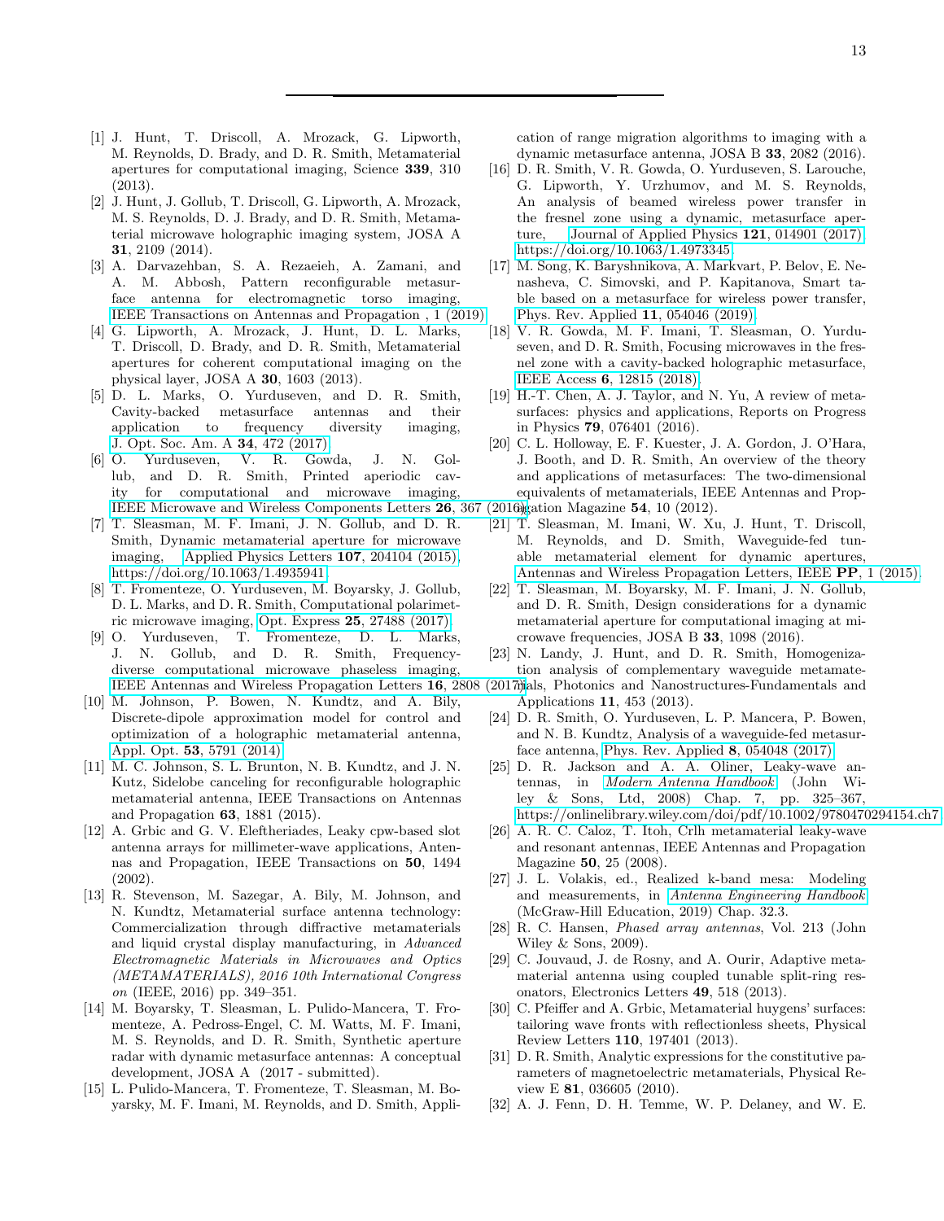---

[1] J. Hunt, T. Driscoll, A. Mrozack, G. Lipworth, M. Reynolds, D. Brady, and D. R. Smith, Metamaterial apertures for computational imaging, Science **339**, 310 (2013).

[2] J. Hunt, J. Gollub, T. Driscoll, G. Lipworth, A. Mrozack, M. S. Reynolds, D. J. Brady, and D. R. Smith, Metamaterial microwave holographic imaging system, JOSA A **31**, 2109 (2014).

[3] A. Darvazehban, S. A. Rezaeieh, A. Zamani, and A. M. Abbosh, Pattern reconfigurable metasurface antenna for electromagnetic torso imaging, IEEE Transactions on Antennas and Propagation , 1 (2019).

[4] G. Lipworth, A. Mrozack, J. Hunt, D. L. Marks, T. Driscoll, D. Brady, and D. R. Smith, Metamaterial apertures for coherent computational imaging on the physical layer, JOSA A **30**, 1603 (2013).

[5] D. L. Marks, O. Yurduseven, and D. R. Smith, Cavity-backed metasurface antennas and their application to frequency diversity imaging, J. Opt. Soc. Am. A **34**, 472 (2017).

[6] O. Yurduseven, V. R. Gowda, J. N. Gollub, and D. R. Smith, Printed aperiodic cavity for computational and microwave imaging, IEEE Microwave and Wireless Components Letters **26**, 367 (2016).

[7] T. Sleasman, M. F. Imani, J. N. Gollub, and D. R. Smith, Dynamic metamaterial aperture for microwave imaging, Applied Physics Letters **107**, 204104 (2015), https://doi.org/10.1063/1.4935941.

[8] T. Fromenteze, O. Yurduseven, M. Boyarsky, J. Gollub, D. L. Marks, and D. R. Smith, Computational polarimetric microwave imaging, Opt. Express **25**, 27488 (2017).

[9] O. Yurduseven, T. Fromenteze, D. L. Marks, J. N. Gollub, and D. R. Smith, Frequency-diverse computational microwave phaseless imaging, IEEE Antennas and Wireless Propagation Letters **16**, 2808 (2017).

[10] M. Johnson, P. Bowen, N. Kundtz, and A. Bily, Discrete-dipole approximation model for control and optimization of a holographic metamaterial antenna, Appl. Opt. **53**, 5791 (2014).

[11] M. C. Johnson, S. L. Brunton, N. B. Kundtz, and J. N. Kutz, Sidelobe canceling for reconfigurable holographic metamaterial antenna, IEEE Transactions on Antennas and Propagation **63**, 1881 (2015).

[12] A. Grbic and G. V. Eleftheriades, Leaky cpw-based slot antenna arrays for millimeter-wave applications, Antennas and Propagation, IEEE Transactions on **50**, 1494 (2002).

[13] R. Stevenson, M. Sazegar, A. Bily, M. Johnson, and N. Kundtz, Metamaterial surface antenna technology: Commercialization through diffractive metamaterials and liquid crystal display manufacturing, in *Advanced Electromagnetic Materials in Microwaves and Optics (METAMATERIALS), 2016 10th International Congress on* (IEEE, 2016) pp. 349–351.

[14] M. Boyarsky, T. Sleasman, L. Pulido-Mancera, T. Fromenteze, A. Pedross-Engel, C. M. Watts, M. F. Imani, M. S. Reynolds, and D. R. Smith, Synthetic aperture radar with dynamic metasurface antennas: A conceptual development, JOSA A (2017 - submitted).

[15] L. Pulido-Mancera, T. Fromenteze, T. Sleasman, M. Boyarsky, M. F. Imani, M. Reynolds, and D. Smith, Application of range migration algorithms to imaging with a dynamic metasurface antenna, JOSA B **33**, 2082 (2016).

[16] D. R. Smith, V. R. Gowda, O. Yurduseven, S. Larouche, G. Lipworth, Y. Urzhumov, and M. S. Reynolds, An analysis of beamed wireless power transfer in the fresnel zone using a dynamic, metasurface aperture, Journal of Applied Physics **121**, 014901 (2017), https://doi.org/10.1063/1.4973345.

[17] M. Song, K. Baryshnikova, A. Markvart, P. Belov, E. Nenasheva, C. Simovski, and P. Kapitanova, Smart table based on a metasurface for wireless power transfer, Phys. Rev. Applied **11**, 054046 (2019).

[18] V. R. Gowda, M. F. Imani, T. Sleasman, O. Yurduseven, and D. R. Smith, Focusing microwaves in the fresnel zone with a cavity-backed holographic metasurface, IEEE Access **6**, 12815 (2018).

[19] H.-T. Chen, A. J. Taylor, and N. Yu, A review of metasurfaces: physics and applications, Reports on Progress in Physics **79**, 076401 (2016).

[20] C. L. Holloway, E. F. Kuester, J. A. Gordon, J. O'Hara, J. Booth, and D. R. Smith, An overview of the theory and applications of metasurfaces: The two-dimensional equivalents of metamaterials, IEEE Antennas and Propagation Magazine **54**, 10 (2012).

[21] T. Sleasman, M. Imani, W. Xu, J. Hunt, T. Driscoll, M. Reynolds, and D. Smith, Waveguide-fed tunable metamaterial element for dynamic apertures, Antennas and Wireless Propagation Letters, IEEE **PP**, 1 (2015).

[22] T. Sleasman, M. Boyarsky, M. F. Imani, J. N. Gollub, and D. R. Smith, Design considerations for a dynamic metamaterial aperture for computational imaging at microwave frequencies, JOSA B **33**, 1098 (2016).

[23] N. Landy, J. Hunt, and D. R. Smith, Homogenization analysis of complementary waveguide metamaterials, Photonics and Nanostructures-Fundamentals and Applications **11**, 453 (2013).

[24] D. R. Smith, O. Yurduseven, L. P. Mancera, P. Bowen, and N. B. Kundtz, Analysis of a waveguide-fed metasurface antenna, Phys. Rev. Applied **8**, 054048 (2017).

[25] D. R. Jackson and A. A. Oliner, Leaky-wave antennas, in *Modern Antenna Handbook* (John Wiley & Sons, Ltd, 2008) Chap. 7, pp. 325–367, https://onlinelibrary.wiley.com/doi/pdf/10.1002/9780470294154.ch7.

[26] A. R. C. Caloz, T. Itoh, Crlh metamaterial leaky-wave and resonant antennas, IEEE Antennas and Propagation Magazine **50**, 25 (2008).

[27] J. L. Volakis, ed., Realized k-band mesa: Modeling and measurements, in *Antenna Engineering Handbook* (McGraw-Hill Education, 2019) Chap. 32.3.

[28] R. C. Hansen, *Phased array antennas*, Vol. 213 (John Wiley & Sons, 2009).

[29] C. Jouvaud, J. de Rosny, and A. Ourir, Adaptive metamaterial antenna using coupled tunable split-ring resonators, Electronics Letters **49**, 518 (2013).

[30] C. Pfeiffer and A. Grbic, Metamaterial huygens' surfaces: tailoring wave fronts with reflectionless sheets, Physical Review Letters **110**, 197401 (2013).

[31] D. R. Smith, Analytic expressions for the constitutive parameters of magnetoelectric metamaterials, Physical Review E **81**, 036605 (2010).

[32] A. J. Fenn, D. H. Temme, W. P. Delaney, and W. E.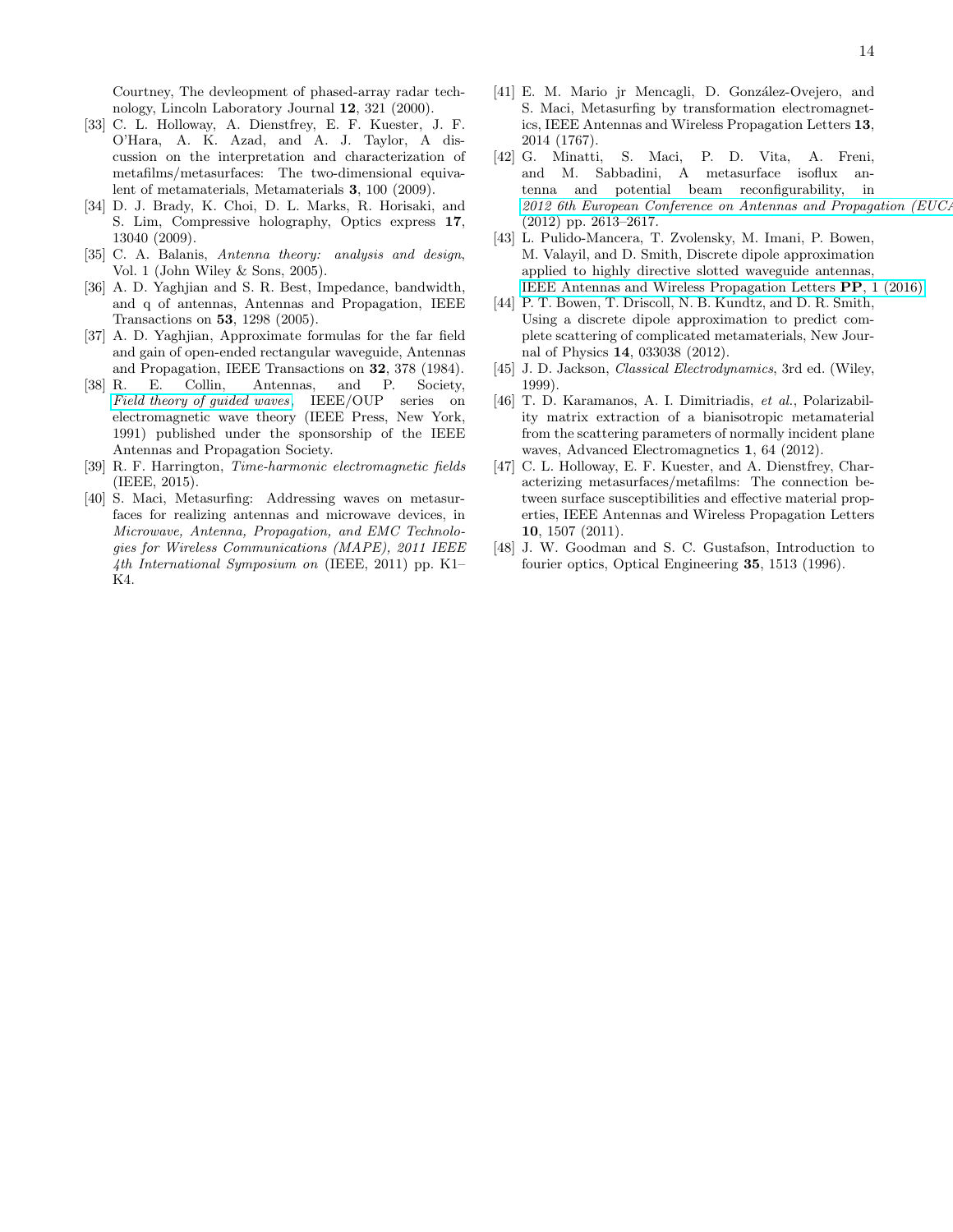Courtney, The devleopment of phased-array radar technology, Lincoln Laboratory Journal **12**, 321 (2000).

[33] C. L. Holloway, A. Dienstfrey, E. F. Kuester, J. F. O'Hara, A. K. Azad, and A. J. Taylor, A discussion on the interpretation and characterization of metafilms/metasurfaces: The two-dimensional equivalent of metamaterials, Metamaterials **3**, 100 (2009).

[34] D. J. Brady, K. Choi, D. L. Marks, R. Horisaki, and S. Lim, Compressive holography, Optics express **17**, 13040 (2009).

[35] C. A. Balanis, *Antenna theory: analysis and design*, Vol. 1 (John Wiley & Sons, 2005).

[36] A. D. Yaghjian and S. R. Best, Impedance, bandwidth, and q of antennas, Antennas and Propagation, IEEE Transactions on **53**, 1298 (2005).

[37] A. D. Yaghjian, Approximate formulas for the far field and gain of open-ended rectangular waveguide, Antennas and Propagation, IEEE Transactions on **32**, 378 (1984).

[38] R. E. Collin, Antennas, and P. Society, *Field theory of guided waves*, IEEE/OUP series on electromagnetic wave theory (IEEE Press, New York, 1991) published under the sponsorship of the IEEE Antennas and Propagation Society.

[39] R. F. Harrington, *Time-harmonic electromagnetic fields* (IEEE, 2015).

[40] S. Maci, Metasurfing: Addressing waves on metasurfaces for realizing antennas and microwave devices, in *Microwave, Antenna, Propagation, and EMC Technologies for Wireless Communications (MAPE), 2011 IEEE 4th International Symposium on* (IEEE, 2011) pp. K1–K4.

[41] E. M. Mario jr Mencagli, D. González-Ovejero, and S. Maci, Metasurfing by transformation electromagnetics, IEEE Antennas and Wireless Propagation Letters **13**, 2014 (1767).

[42] G. Minatti, S. Maci, P. D. Vita, A. Freni, and M. Sabbadini, A metasurface isoflux antenna and potential beam reconfigurability, in *2012 6th European Conference on Antennas and Propagation (EUCAP)* (2012) pp. 2613–2617.

[43] L. Pulido-Mancera, T. Zvolensky, M. Imani, P. Bowen, M. Valayil, and D. Smith, Discrete dipole approximation applied to highly directive slotted waveguide antennas, IEEE Antennas and Wireless Propagation Letters **PP**, 1 (2016).

[44] P. T. Bowen, T. Driscoll, N. B. Kundtz, and D. R. Smith, Using a discrete dipole approximation to predict complete scattering of complicated metamaterials, New Journal of Physics **14**, 033038 (2012).

[45] J. D. Jackson, *Classical Electrodynamics*, 3rd ed. (Wiley, 1999).

[46] T. D. Karamanos, A. I. Dimitriadis, *et al.*, Polarizability matrix extraction of a bianisotropic metamaterial from the scattering parameters of normally incident plane waves, Advanced Electromagnetics **1**, 64 (2012).

[47] C. L. Holloway, E. F. Kuester, and A. Dienstfrey, Characterizing metasurfaces/metafilms: The connection between surface susceptibilities and effective material properties, IEEE Antennas and Wireless Propagation Letters **10**, 1507 (2011).

[48] J. W. Goodman and S. C. Gustafson, Introduction to fourier optics, Optical Engineering **35**, 1513 (1996).